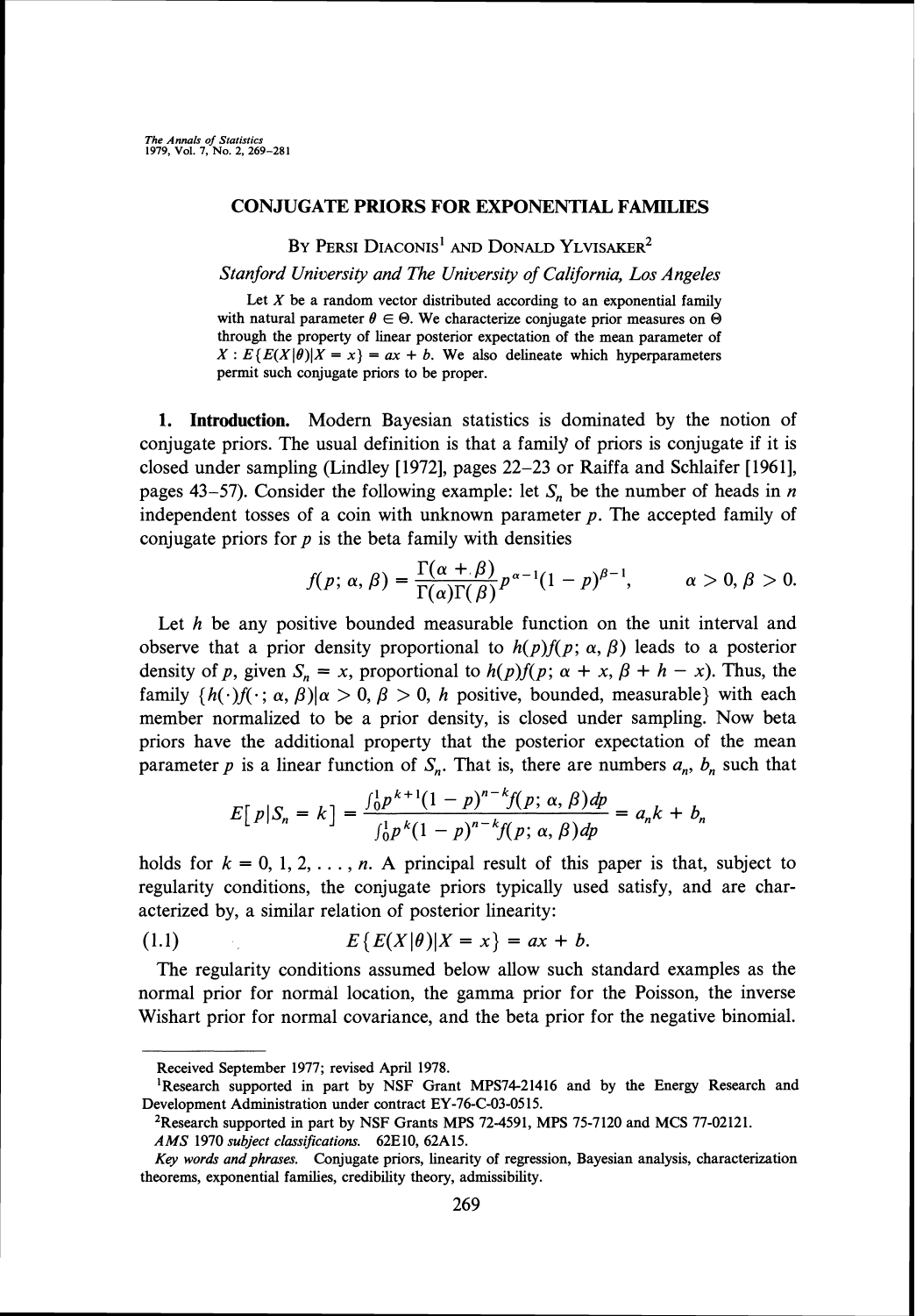# CONJUGATE PRIORS FOR EXPONENTIAL FAMILIES

BY PERSI DIACONIS[1] AND DONALD YLVISAKER[2]

*Stanford University and The University of California, Los Angeles*

Let $X$ be a random vector distributed according to an exponential family with natural parameter $\theta \in \Theta$. We characterize conjugate prior measures on $\Theta$ through the property of linear posterior expectation of the mean parameter of $X: E\{E(X|\theta)|X = x\} = ax + b$. We also delineate which hyperparameters permit such conjugate priors to be proper.

**1. Introduction.** Modern Bayesian statistics is dominated by the notion of conjugate priors. The usual definition is that a family of priors is conjugate if it is closed under sampling (Lindley [1972], pages 22–23 or Raiffa and Schlaifer [1961], pages 43–57). Consider the following example: let $S_n$ be the number of heads in $n$ independent tosses of a coin with unknown parameter $p$. The accepted family of conjugate priors for $p$ is the beta family with densities

$$f(p; \alpha, \beta) = \frac{\Gamma(\alpha + \beta)}{\Gamma(\alpha)\Gamma(\beta)} p^{\alpha - 1}(1 - p)^{\beta - 1}, \qquad \alpha > 0, \beta > 0.$$

Let $h$ be any positive bounded measurable function on the unit interval and observe that a prior density proportional to $h(p)f(p; \alpha, \beta)$ leads to a posterior density of $p$, given $S_n = x$, proportional to $h(p)f(p; \alpha + x, \beta + h - x)$. Thus, the family $\{h(\cdot)f(\cdot; \alpha, \beta)|\alpha > 0, \beta > 0, h \text{ positive, bounded, measurable}\}$ with each member normalized to be a prior density, is closed under sampling. Now beta priors have the additional property that the posterior expectation of the mean parameter $p$ is a linear function of $S_n$. That is, there are numbers $a_n$, $b_n$ such that

$$E[p|S_n = k] = \frac{\int_0^1 p^{k+1}(1 - p)^{n-k}f(p; \alpha, \beta)dp}{\int_0^1 p^k(1 - p)^{n-k}f(p; \alpha, \beta)dp} = a_n k + b_n$$

holds for $k = 0, 1, 2, \ldots, n$. A principal result of this paper is that, subject to regularity conditions, the conjugate priors typically used satisfy, and are characterized by, a similar relation of posterior linearity:

$$E\{E(X|\theta)|X = x\} = ax + b. \tag{1.1}$$

The regularity conditions assumed below allow such standard examples as the normal prior for normal location, the gamma prior for the Poisson, the inverse Wishart prior for normal covariance, and the beta prior for the negative binomial.

---

Received September 1977; revised April 1978.

[1]Research supported in part by NSF Grant MPS74-21416 and by the Energy Research and Development Administration under contract EY-76-C-03-0515.

[2]Research supported in part by NSF Grants MPS 72-4591, MPS 75-7120 and MCS 77-02121.

*AMS* 1970 *subject classifications.* 62E10, 62A15.

*Key words and phrases.* Conjugate priors, linearity of regression, Bayesian analysis, characterization theorems, exponential families, credibility theory, admissibility.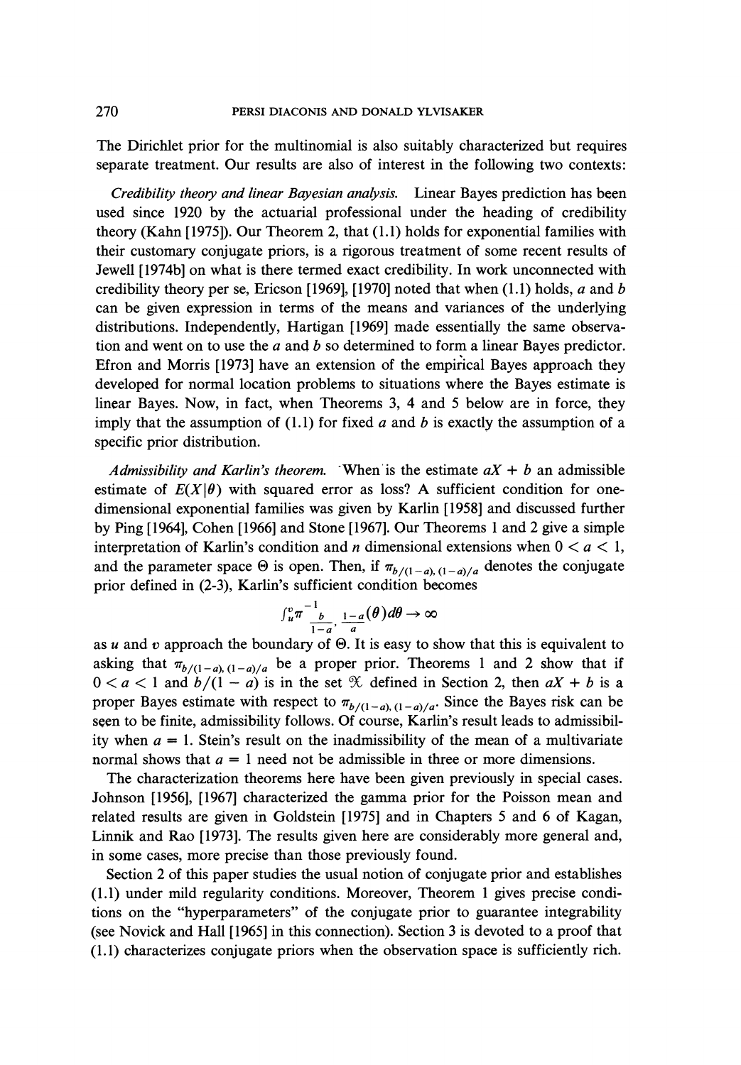The Dirichlet prior for the multinomial is also suitably characterized but requires separate treatment. Our results are also of interest in the following two contexts:

*Credibility theory and linear Bayesian analysis.* Linear Bayes prediction has been used since 1920 by the actuarial professional under the heading of credibility theory (Kahn [1975]). Our Theorem 2, that (1.1) holds for exponential families with their customary conjugate priors, is a rigorous treatment of some recent results of Jewell [1974b] on what is there termed exact credibility. In work unconnected with credibility theory per se, Ericson [1969], [1970] noted that when (1.1) holds, $a$ and $b$ can be given expression in terms of the means and variances of the underlying distributions. Independently, Hartigan [1969] made essentially the same observation and went on to use the $a$ and $b$ so determined to form a linear Bayes predictor. Efron and Morris [1973] have an extension of the empirical Bayes approach they developed for normal location problems to situations where the Bayes estimate is linear Bayes. Now, in fact, when Theorems 3, 4 and 5 below are in force, they imply that the assumption of (1.1) for fixed $a$ and $b$ is exactly the assumption of a specific prior distribution.

*Admissibility and Karlin's theorem.* When is the estimate $aX + b$ an admissible estimate of $E(X|\theta)$ with squared error as loss? A sufficient condition for one-dimensional exponential families was given by Karlin [1958] and discussed further by Ping [1964], Cohen [1966] and Stone [1967]. Our Theorems 1 and 2 give a simple interpretation of Karlin's condition and $n$ dimensional extensions when $0 < a < 1$, and the parameter space $\Theta$ is open. Then, if $\pi_{b/(1-a),(1-a)/a}$ denotes the conjugate prior defined in (2-3), Karlin's sufficient condition becomes

$$\int_u^v \pi^{-1}_{\frac{b}{1-a}, \frac{1-a}{a}}(\theta)\, d\theta \to \infty$$

as $u$ and $v$ approach the boundary of $\Theta$. It is easy to show that this is equivalent to asking that $\pi_{b/(1-a),(1-a)/a}$ be a proper prior. Theorems 1 and 2 show that if $0 < a < 1$ and $b/(1 - a)$ is in the set $\mathcal{X}$ defined in Section 2, then $aX + b$ is a proper Bayes estimate with respect to $\pi_{b/(1-a),(1-a)/a}$. Since the Bayes risk can be seen to be finite, admissibility follows. Of course, Karlin's result leads to admissibility when $a = 1$. Stein's result on the inadmissibility of the mean of a multivariate normal shows that $a = 1$ need not be admissible in three or more dimensions.

The characterization theorems here have been given previously in special cases. Johnson [1956], [1967] characterized the gamma prior for the Poisson mean and related results are given in Goldstein [1975] and in Chapters 5 and 6 of Kagan, Linnik and Rao [1973]. The results given here are considerably more general and, in some cases, more precise than those previously found.

Section 2 of this paper studies the usual notion of conjugate prior and establishes (1.1) under mild regularity conditions. Moreover, Theorem 1 gives precise conditions on the "hyperparameters" of the conjugate prior to guarantee integrability (see Novick and Hall [1965] in this connection). Section 3 is devoted to a proof that (1.1) characterizes conjugate priors when the observation space is sufficiently rich.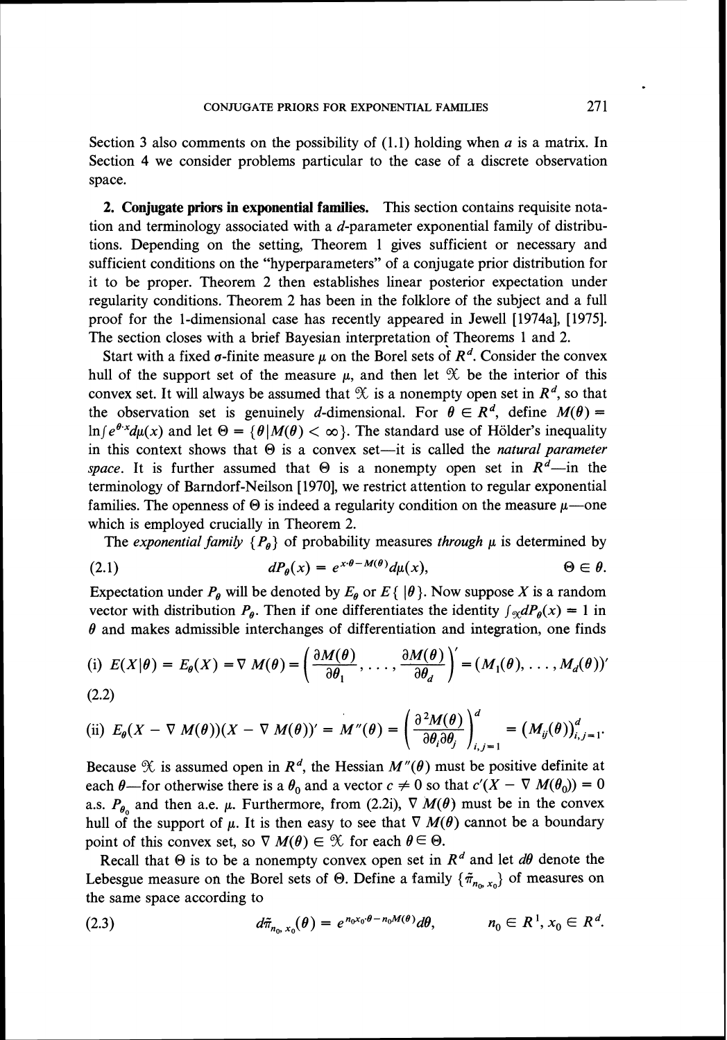Section 3 also comments on the possibility of (1.1) holding when $a$ is a matrix. In Section 4 we consider problems particular to the case of a discrete observation space.

**2. Conjugate priors in exponential families.** This section contains requisite notation and terminology associated with a $d$-parameter exponential family of distributions. Depending on the setting, Theorem 1 gives sufficient or necessary and sufficient conditions on the "hyperparameters" of a conjugate prior distribution for it to be proper. Theorem 2 then establishes linear posterior expectation under regularity conditions. Theorem 2 has been in the folklore of the subject and a full proof for the 1-dimensional case has recently appeared in Jewell [1974a], [1975]. The section closes with a brief Bayesian interpretation of Theorems 1 and 2.

Start with a fixed $\sigma$-finite measure $\mu$ on the Borel sets of $R^d$. Consider the convex hull of the support set of the measure $\mu$, and then let $\mathfrak{X}$ be the interior of this convex set. It will always be assumed that $\mathfrak{X}$ is a nonempty open set in $R^d$, so that the observation set is genuinely $d$-dimensional. For $\theta \in R^d$, define $M(\theta) = \ln \int e^{\theta \cdot x} d\mu(x)$ and let $\Theta = \{\theta | M(\theta) < \infty\}$. The standard use of Hölder's inequality in this context shows that $\Theta$ is a convex set—it is called the *natural parameter space*. It is further assumed that $\Theta$ is a nonempty open set in $R^d$—in the terminology of Barndorf-Neilson [1970], we restrict attention to regular exponential families. The openness of $\Theta$ is indeed a regularity condition on the measure $\mu$—one which is employed crucially in Theorem 2.

The *exponential family* $\{P_\theta\}$ of probability measures *through* $\mu$ is determined by

$$dP_\theta(x) = e^{x \cdot \theta - M(\theta)} d\mu(x), \qquad \Theta \in \theta. \tag{2.1}$$

Expectation under $P_\theta$ will be denoted by $E_\theta$ or $E\{\ |\theta\}$. Now suppose $X$ is a random vector with distribution $P_\theta$. Then if one differentiates the identity $\int_{\mathfrak{X}} dP_\theta(x) = 1$ in $\theta$ and makes admissible interchanges of differentiation and integration, one finds

$$\text{(i) } E(X|\theta) = E_\theta(X) = \nabla M(\theta) = \left(\frac{\partial M(\theta)}{\partial \theta_1}, \ldots, \frac{\partial M(\theta)}{\partial \theta_d}\right)' = (M_1(\theta), \ldots, M_d(\theta))'$$

(2.2)

$$\text{(ii) } E_\theta(X - \nabla M(\theta))(X - \nabla M(\theta))' = M''(\theta) = \left(\frac{\partial^2 M(\theta)}{\partial \theta_i \partial \theta_j}\right)_{i,j=1}^d = (M_{ij}(\theta))_{i,j=1}^d.$$

Because $\mathfrak{X}$ is assumed open in $R^d$, the Hessian $M''(\theta)$ must be positive definite at each $\theta$—for otherwise there is a $\theta_0$ and a vector $c \neq 0$ so that $c'(X - \nabla M(\theta_0)) = 0$ a.s. $P_{\theta_0}$ and then a.e. $\mu$. Furthermore, from (2.2i), $\nabla M(\theta)$ must be in the convex hull of the support of $\mu$. It is then easy to see that $\nabla M(\theta)$ cannot be a boundary point of this convex set, so $\nabla M(\theta) \in \mathfrak{X}$ for each $\theta \in \Theta$.

Recall that $\Theta$ is to be a nonempty convex open set in $R^d$ and let $d\theta$ denote the Lebesgue measure on the Borel sets of $\Theta$. Define a family $\{\tilde{\pi}_{n_0, x_0}\}$ of measures on the same space according to

$$d\tilde{\pi}_{n_0, x_0}(\theta) = e^{n_0 x_0 \cdot \theta - n_0 M(\theta)} d\theta, \qquad n_0 \in R^1, x_0 \in R^d. \tag{2.3}$$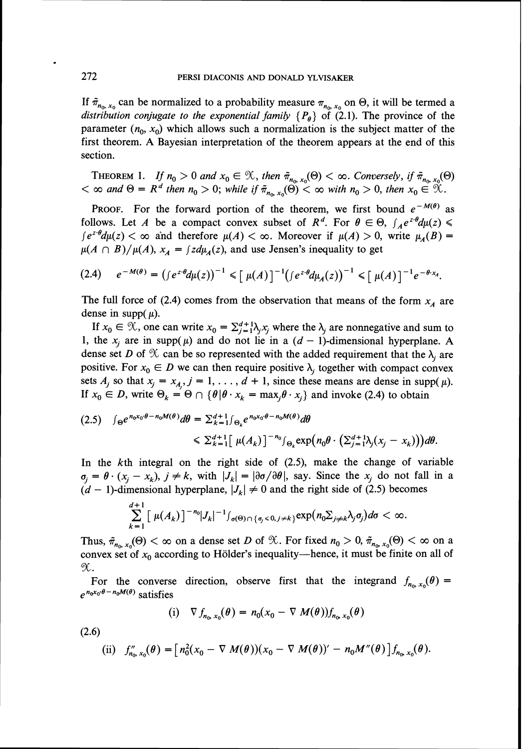If $\tilde{\pi}_{n_0, x_0}$ can be normalized to a probability measure $\pi_{n_0, x_0}$ on $\Theta$, it will be termed a *distribution conjugate to the exponential family* $\{P_\theta\}$ of (2.1). The province of the parameter $(n_0, x_0)$ which allows such a normalization is the subject matter of the first theorem. A Bayesian interpretation of the theorem appears at the end of this section.

THEOREM 1. *If $n_0 > 0$ and $x_0 \in \mathcal{X}$, then $\tilde{\pi}_{n_0, x_0}(\Theta) < \infty$. Conversely, if $\tilde{\pi}_{n_0, x_0}(\Theta) < \infty$ and $\Theta = R^d$ then $n_0 > 0$; while if $\tilde{\pi}_{n_0, x_0}(\Theta) < \infty$ with $n_0 > 0$, then $x_0 \in \mathcal{X}$.*

PROOF. For the forward portion of the theorem, we first bound $e^{-M(\theta)}$ as follows. Let $A$ be a compact convex subset of $R^d$. For $\theta \in \Theta$, $\int_A e^{z \cdot \theta} d\mu(z) \leqslant \int e^{z \cdot \theta} d\mu(z) < \infty$ and therefore $\mu(A) < \infty$. Moreover if $\mu(A) > 0$, write $\mu_A(B) = \mu(A \cap B)/\mu(A)$, $x_A = \int z d\mu_A(z)$, and use Jensen's inequality to get

$$(2.4) \quad e^{-M(\theta)} = \left(\int e^{z \cdot \theta} d\mu(z)\right)^{-1} \leqslant [\mu(A)]^{-1}\left(\int e^{z \cdot \theta} d\mu_A(z)\right)^{-1} \leqslant [\mu(A)]^{-1} e^{-\theta \cdot x_A}.$$

The full force of (2.4) comes from the observation that means of the form $x_A$ are dense in $\text{supp}(\mu)$.

If $x_0 \in \mathcal{X}$, one can write $x_0 = \sum_{j=1}^{d+1} \lambda_j x_j$ where the $\lambda_j$ are nonnegative and sum to 1, the $x_j$ are in $\text{supp}(\mu)$ and do not lie in a $(d-1)$-dimensional hyperplane. A dense set $D$ of $\mathcal{X}$ can be so represented with the added requirement that the $\lambda_j$ are positive. For $x_0 \in D$ we can then require positive $\lambda_j$ together with compact convex sets $A_j$ so that $x_j = x_{A_j}$, $j = 1, \ldots, d+1$, since these means are dense in $\text{supp}(\mu)$. If $x_0 \in D$, write $\Theta_k = \Theta \cap \{\theta | \theta \cdot x_k = \max_j \theta \cdot x_j\}$ and invoke (2.4) to obtain

$$(2.5) \quad \int_\Theta e^{n_0 x_0 \cdot \theta - n_0 M(\theta)} d\theta = \sum_{k=1}^{d+1} \int_{\Theta_k} e^{n_0 x_0 \cdot \theta - n_0 M(\theta)} d\theta$$
$$\leqslant \sum_{k=1}^{d+1} [\mu(A_k)]^{-n_0} \int_{\Theta_k} \exp\left(n_0 \theta \cdot \left(\sum_{j=1}^{d+1} \lambda_j (x_j - x_k)\right)\right) d\theta.$$

In the $k$th integral on the right side of (2.5), make the change of variable $\sigma_j = \theta \cdot (x_j - x_k)$, $j \neq k$, with $|J_k| = |\partial\sigma/\partial\theta|$, say. Since the $x_j$ do not fall in a $(d-1)$-dimensional hyperplane, $|J_k| \neq 0$ and the right side of (2.5) becomes

$$\sum_{k=1}^{d+1} [\mu(A_k)]^{-n_0} |J_k|^{-1} \int_{\sigma(\Theta) \cap \{\sigma_j \leqslant 0, j \neq k\}} \exp\left(n_0 \sum_{j \neq k} \lambda_j \sigma_j\right) d\sigma < \infty.$$

Thus, $\tilde{\pi}_{n_0, x_0}(\Theta) < \infty$ on a dense set $D$ of $\mathcal{X}$. For fixed $n_0 > 0$, $\tilde{\pi}_{n_0, x_0}(\Theta) < \infty$ on a convex set of $x_0$ according to Hölder's inequality—hence, it must be finite on all of $\mathcal{X}$.

For the converse direction, observe first that the integrand $f_{n_0, x_0}(\theta) = e^{n_0 x_0 \cdot \theta - n_0 M(\theta)}$ satisfies

$$(2.6) \quad \begin{aligned} &\text{(i)} \quad \nabla f_{n_0, x_0}(\theta) = n_0(x_0 - \nabla M(\theta)) f_{n_0, x_0}(\theta) \\ &\text{(ii)} \quad f''_{n_0, x_0}(\theta) = \left[n_0^2(x_0 - \nabla M(\theta))(x_0 - \nabla M(\theta))' - n_0 M''(\theta)\right] f_{n_0, x_0}(\theta). \end{aligned}$$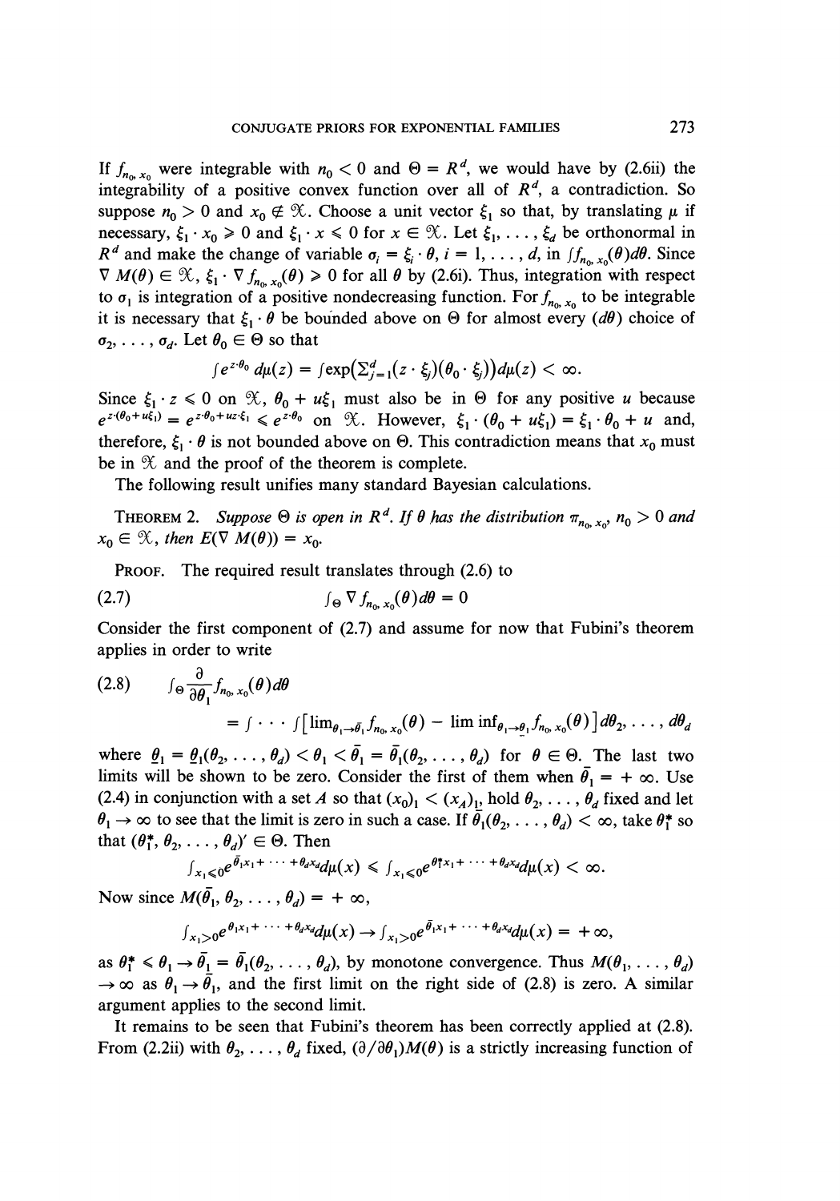If $f_{n_0, x_0}$ were integrable with $n_0 < 0$ and $\Theta = R^d$, we would have by (2.6ii) the integrability of a positive convex function over all of $R^d$, a contradiction. So suppose $n_0 > 0$ and $x_0 \notin \mathcal{X}$. Choose a unit vector $\xi_1$ so that, by translating $\mu$ if necessary, $\xi_1 \cdot x_0 \geqslant 0$ and $\xi_1 \cdot x \leqslant 0$ for $x \in \mathcal{X}$. Let $\xi_1, \ldots, \xi_d$ be orthonormal in $R^d$ and make the change of variable $\sigma_i = \xi_i \cdot \theta$, $i = 1, \ldots, d$, in $\int f_{n_0, x_0}(\theta) d\theta$. Since $\nabla M(\theta) \in \mathcal{X}$, $\xi_1 \cdot \nabla f_{n_0, x_0}(\theta) \geqslant 0$ for all $\theta$ by (2.6i). Thus, integration with respect to $\sigma_1$ is integration of a positive nondecreasing function. For $f_{n_0, x_0}$ to be integrable it is necessary that $\xi_1 \cdot \theta$ be bounded above on $\Theta$ for almost every $(d\theta)$ choice of $\sigma_2, \ldots, \sigma_d$. Let $\theta_0 \in \Theta$ so that

$$\int e^{z \cdot \theta_0} d\mu(z) = \int \exp\left(\Sigma_{j=1}^d (z \cdot \xi_j)(\theta_0 \cdot \xi_j)\right) d\mu(z) < \infty.$$

Since $\xi_1 \cdot z \leqslant 0$ on $\mathcal{X}$, $\theta_0 + u\xi_1$ must also be in $\Theta$ for any positive $u$ because $e^{z \cdot (\theta_0 + u\xi_1)} = e^{z \cdot \theta_0 + uz \cdot \xi_1} \leqslant e^{z \cdot \theta_0}$ on $\mathcal{X}$. However, $\xi_1 \cdot (\theta_0 + u\xi_1) = \xi_1 \cdot \theta_0 + u$ and, therefore, $\xi_1 \cdot \theta$ is not bounded above on $\Theta$. This contradiction means that $x_0$ must be in $\mathcal{X}$ and the proof of the theorem is complete.

The following result unifies many standard Bayesian calculations.

THEOREM 2. *Suppose $\Theta$ is open in $R^d$. If $\theta$ has the distribution $\pi_{n_0, x_0}$, $n_0 > 0$ and $x_0 \in \mathcal{X}$, then $E(\nabla M(\theta)) = x_0$.*

PROOF. The required result translates through (2.6) to

$$\int_\Theta \nabla f_{n_0, x_0}(\theta) d\theta = 0 \tag{2.7}$$

Consider the first component of (2.7) and assume for now that Fubini's theorem applies in order to write

$$\int_\Theta \frac{\partial}{\partial \theta_1} f_{n_0, x_0}(\theta) d\theta = \int \cdots \int \left[\lim_{\theta_1 \to \bar{\theta}_1} f_{n_0, x_0}(\theta) - \liminf_{\theta_1 \to \underline{\theta}_1} f_{n_0, x_0}(\theta)\right] d\theta_2, \ldots, d\theta_d \tag{2.8}$$

where $\underline{\theta}_1 = \underline{\theta}_1(\theta_2, \ldots, \theta_d) < \theta_1 < \bar{\theta}_1 = \bar{\theta}_1(\theta_2, \ldots, \theta_d)$ for $\theta \in \Theta$. The last two limits will be shown to be zero. Consider the first of them when $\bar{\theta}_1 = +\infty$. Use (2.4) in conjunction with a set $A$ so that $(x_0)_1 < (x_A)_1$, hold $\theta_2, \ldots, \theta_d$ fixed and let $\theta_1 \to \infty$ to see that the limit is zero in such a case. If $\bar{\theta}_1(\theta_2, \ldots, \theta_d) < \infty$, take $\theta_1^*$ so that $(\theta_1^*, \theta_2, \ldots, \theta_d)' \in \Theta$. Then

$$\int_{x_1 \leqslant 0} e^{\bar{\theta}_1 x_1 + \cdots + \theta_d x_d} d\mu(x) \leqslant \int_{x_1 \leqslant 0} e^{\theta_1^* x_1 + \cdots + \theta_d x_d} d\mu(x) < \infty.$$

Now since $M(\bar{\theta}_1, \theta_2, \ldots, \theta_d) = +\infty$,

$$\int_{x_1 > 0} e^{\theta_1 x_1 + \cdots + \theta_d x_d} d\mu(x) \to \int_{x_1 > 0} e^{\bar{\theta}_1 x_1 + \cdots + \theta_d x_d} d\mu(x) = +\infty,$$

as $\theta_1^* \leqslant \theta_1 \to \bar{\theta}_1 = \bar{\theta}_1(\theta_2, \ldots, \theta_d)$, by monotone convergence. Thus $M(\theta_1, \ldots, \theta_d) \to \infty$ as $\theta_1 \to \bar{\theta}_1$, and the first limit on the right side of (2.8) is zero. A similar argument applies to the second limit.

It remains to be seen that Fubini's theorem has been correctly applied at (2.8). From (2.2ii) with $\theta_2, \ldots, \theta_d$ fixed, $(\partial/\partial\theta_1)M(\theta)$ is a strictly increasing function of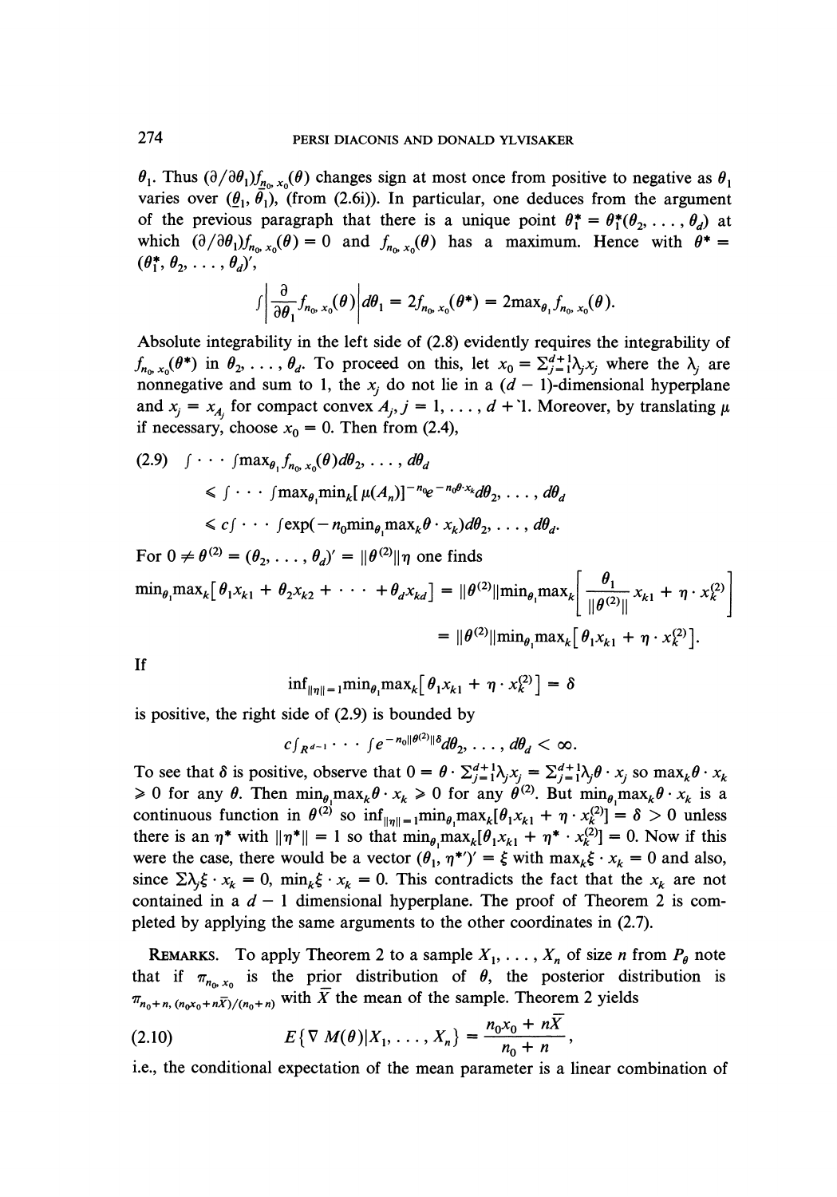$\theta_1$. Thus $(\partial/\partial\theta_1)f_{n_0, x_0}(\theta)$ changes sign at most once from positive to negative as $\theta_1$ varies over $(\underline{\theta}_1, \bar{\theta}_1)$, (from (2.6i)). In particular, one deduces from the argument of the previous paragraph that there is a unique point $\theta_1^* = \theta_1^*(\theta_2, \ldots, \theta_d)$ at which $(\partial/\partial\theta_1)f_{n_0, x_0}(\theta) = 0$ and $f_{n_0, x_0}(\theta)$ has a maximum. Hence with $\theta^* = (\theta_1^*, \theta_2, \ldots, \theta_d)'$,

$$\int \left| \frac{\partial}{\partial\theta_1} f_{n_0, x_0}(\theta) \right| d\theta_1 = 2f_{n_0, x_0}(\theta^*) = 2\max_{\theta_1} f_{n_0, x_0}(\theta).$$

Absolute integrability in the left side of (2.8) evidently requires the integrability of $f_{n_0, x_0}(\theta^*)$ in $\theta_2, \ldots, \theta_d$. To proceed on this, let $x_0 = \Sigma_{j=1}^{d+1}\lambda_j x_j$ where the $\lambda_j$ are nonnegative and sum to 1, the $x_j$ do not lie in a $(d-1)$-dimensional hyperplane and $x_j = x_{A_j}$ for compact convex $A_j, j = 1, \ldots, d+1$. Moreover, by translating $\mu$ if necessary, choose $x_0 = 0$. Then from (2.4),

$$\begin{aligned}
(2.9) \quad & \int \cdots \int \max_{\theta_1} f_{n_0, x_0}(\theta) d\theta_2, \ldots, d\theta_d \\
& \leqslant \int \cdots \int \max_{\theta_1} \min_k [\mu(A_n)]^{-n_0} e^{-n_0 \theta \cdot x_k} d\theta_2, \ldots, d\theta_d \\
& \leqslant c \int \cdots \int \exp(-n_0 \min_{\theta_1} \max_k \theta \cdot x_k) d\theta_2, \ldots, d\theta_d.
\end{aligned}$$

For $0 \neq \theta^{(2)} = (\theta_2, \ldots, \theta_d)' = \|\theta^{(2)}\|\eta$ one finds

$$\begin{aligned}
\min_{\theta_1} \max_k [\theta_1 x_{k1} + \theta_2 x_{k2} + \cdots + \theta_d x_{kd}] &= \|\theta^{(2)}\| \min_{\theta_1} \max_k \left[ \frac{\theta_1}{\|\theta^{(2)}\|} x_{k1} + \eta \cdot x_k^{(2)} \right] \\
&= \|\theta^{(2)}\| \min_{\theta_1} \max_k [\theta_1 x_{k1} + \eta \cdot x_k^{(2)}].
\end{aligned}$$

If

$$\inf_{\|\eta\|=1} \min_{\theta_1} \max_k [\theta_1 x_{k1} + \eta \cdot x_k^{(2)}] = \delta$$

is positive, the right side of (2.9) is bounded by

$$c \int_{R^{d-1}} \cdots \int e^{-n_0 \|\theta^{(2)}\| \delta} d\theta_2, \ldots, d\theta_d < \infty.$$

To see that $\delta$ is positive, observe that $0 = \theta \cdot \Sigma_{j=1}^{d+1}\lambda_j x_j = \Sigma_{j=1}^{d+1}\lambda_j \theta \cdot x_j$ so $\max_k \theta \cdot x_k \geqslant 0$ for any $\theta$. Then $\min_{\theta_1} \max_k \theta \cdot x_k \geqslant 0$ for any $\theta^{(2)}$. But $\min_{\theta_1} \max_k \theta \cdot x_k$ is a continuous function in $\theta^{(2)}$ so $\inf_{\|\eta\|=1} \min_{\theta_1} \max_k [\theta_1 x_{k1} + \eta \cdot x_k^{(2)}] = \delta > 0$ unless there is an $\eta^*$ with $\|\eta^*\| = 1$ so that $\min_{\theta_1} \max_k [\theta_1 x_{k1} + \eta^* \cdot x_k^{(2)}] = 0$. Now if this were the case, there would be a vector $(\theta_1, \eta^{*\prime})' = \xi$ with $\max_k \xi \cdot x_k = 0$ and also, since $\Sigma\lambda_j \xi \cdot x_k = 0$, $\min_k \xi \cdot x_k = 0$. This contradicts the fact that the $x_k$ are not contained in a $d-1$ dimensional hyperplane. The proof of Theorem 2 is completed by applying the same arguments to the other coordinates in (2.7).

REMARKS. To apply Theorem 2 to a sample $X_1, \ldots, X_n$ of size $n$ from $P_\theta$ note that if $\pi_{n_0, x_0}$ is the prior distribution of $\theta$, the posterior distribution is $\pi_{n_0+n, (n_0 x_0 + n\bar{X})/(n_0+n)}$ with $\bar{X}$ the mean of the sample. Theorem 2 yields

$$(2.10) \qquad E\{\nabla M(\theta) | X_1, \ldots, X_n\} = \frac{n_0 x_0 + n\bar{X}}{n_0 + n},$$

i.e., the conditional expectation of the mean parameter is a linear combination of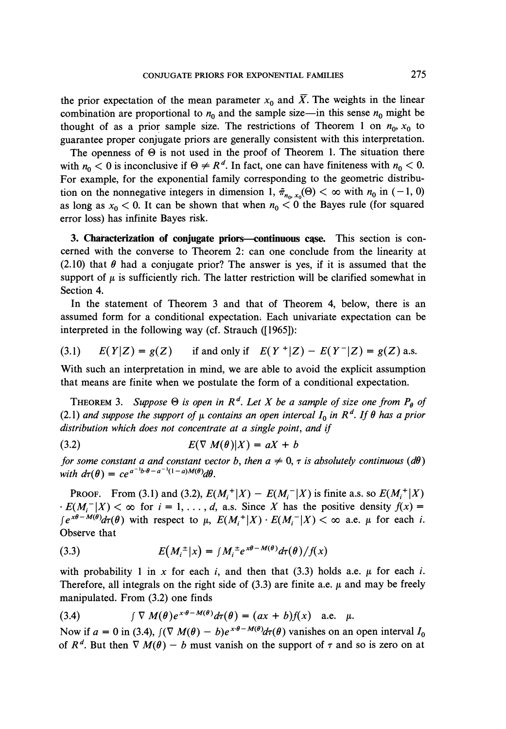the prior expectation of the mean parameter $x_0$ and $\bar{X}$. The weights in the linear combination are proportional to $n_0$ and the sample size—in this sense $n_0$ might be thought of as a prior sample size. The restrictions of Theorem 1 on $n_0$, $x_0$ to guarantee proper conjugate priors are generally consistent with this interpretation.

The openness of $\Theta$ is not used in the proof of Theorem 1. The situation there with $n_0 < 0$ is inconclusive if $\Theta \neq R^d$. In fact, one can have finiteness with $n_0 < 0$. For example, for the exponential family corresponding to the geometric distribution on the nonnegative integers in dimension 1, $\tilde{\pi}_{n_0, x_0}(\Theta) < \infty$ with $n_0$ in $(-1, 0)$ as long as $x_0 < 0$. It can be shown that when $n_0 < 0$ the Bayes rule (for squared error loss) has infinite Bayes risk.

**3. Characterization of conjugate priors—continuous case.** This section is concerned with the converse to Theorem 2: can one conclude from the linearity at (2.10) that $\theta$ had a conjugate prior? The answer is yes, if it is assumed that the support of $\mu$ is sufficiently rich. The latter restriction will be clarified somewhat in Section 4.

In the statement of Theorem 3 and that of Theorem 4, below, there is an assumed form for a conditional expectation. Each univariate expectation can be interpreted in the following way (cf. Strauch ([1965]):

$$E(Y|Z) = g(Z) \quad \text{if and only if} \quad E(Y^+|Z) - E(Y^-|Z) = g(Z) \text{ a.s.} \tag{3.1}$$

With such an interpretation in mind, we are able to avoid the explicit assumption that means are finite when we postulate the form of a conditional expectation.

THEOREM 3. *Suppose $\Theta$ is open in $R^d$. Let $X$ be a sample of size one from $P_\theta$ of (2.1) and suppose the support of $\mu$ contains an open interval $I_0$ in $R^d$. If $\theta$ has a prior distribution which does not concentrate at a single point, and if*

$$E(\nabla M(\theta)|X) = aX + b \tag{3.2}$$

*for some constant $a$ and constant vector $b$, then $a \neq 0$, $\tau$ is absolutely continuous $(d\theta)$ with $d\tau(\theta) = ce^{a^{-1}b\cdot\theta - a^{-1}(1-a)M(\theta)}d\theta$.*

PROOF. From (3.1) and (3.2), $E(M_i^+|X) - E(M_i^-|X)$ is finite a.s. so $E(M_i^+|X) \cdot E(M_i^-|X) < \infty$ for $i = 1, \ldots, d$, a.s. Since $X$ has the positive density $f(x) = \int e^{x\theta - M(\theta)}d\tau(\theta)$ with respect to $\mu$, $E(M_i^+|X) \cdot E(M_i^-|X) < \infty$ a.e. $\mu$ for each $i$. Observe that

$$E(M_i^{\pm}|x) = \int M_i^{\pm}e^{x\theta - M(\theta)}d\tau(\theta)/f(x) \tag{3.3}$$

with probability 1 in $x$ for each $i$, and then that (3.3) holds a.e. $\mu$ for each $i$. Therefore, all integrals on the right side of (3.3) are finite a.e. $\mu$ and may be freely manipulated. From (3.2) one finds

$$\int \nabla M(\theta)e^{x\cdot\theta - M(\theta)}d\tau(\theta) = (ax + b)f(x) \quad \text{a.e.} \quad \mu. \tag{3.4}$$

Now if $a = 0$ in (3.4), $\int(\nabla M(\theta) - b)e^{x\cdot\theta - M(\theta)}d\tau(\theta)$ vanishes on an open interval $I_0$ of $R^d$. But then $\nabla M(\theta) - b$ must vanish on the support of $\tau$ and so is zero on at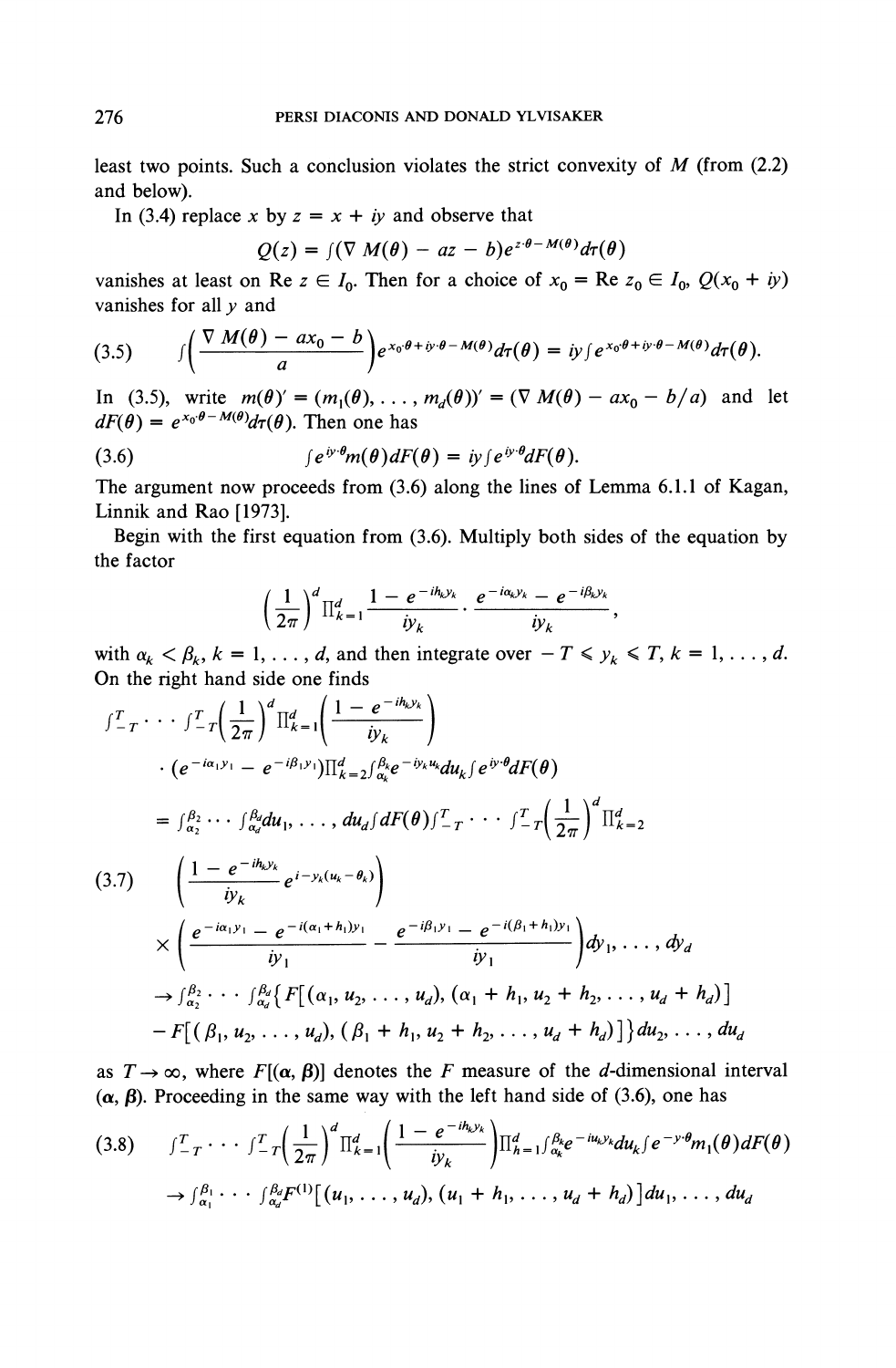least two points. Such a conclusion violates the strict convexity of $M$ (from (2.2) and below).

In (3.4) replace $x$ by $z = x + iy$ and observe that

$$Q(z) = \int (\nabla M(\theta) - az - b) e^{z\cdot\theta - M(\theta)} d\tau(\theta)$$

vanishes at least on $\operatorname{Re} z \in I_0$. Then for a choice of $x_0 = \operatorname{Re} z_0 \in I_0$, $Q(x_0 + iy)$ vanishes for all $y$ and

$$\int \left( \frac{\nabla M(\theta) - a x_0 - b}{a} \right) e^{x_0\cdot\theta + iy\cdot\theta - M(\theta)} d\tau(\theta) = iy \int e^{x_0\cdot\theta + iy\cdot\theta - M(\theta)} d\tau(\theta). \tag{3.5}$$

In (3.5), write $m(\theta)' = (m_1(\theta), \ldots, m_d(\theta))' = (\nabla M(\theta) - a x_0 - b/a)$ and let $dF(\theta) = e^{x_0\cdot\theta - M(\theta)} d\tau(\theta)$. Then one has

$$\int e^{iy\cdot\theta} m(\theta) dF(\theta) = iy \int e^{iy\cdot\theta} dF(\theta). \tag{3.6}$$

The argument now proceeds from (3.6) along the lines of Lemma 6.1.1 of Kagan, Linnik and Rao [1973].

Begin with the first equation from (3.6). Multiply both sides of the equation by the factor

$$\left(\frac{1}{2\pi}\right)^d \prod_{k=1}^d \frac{1 - e^{-ih_k y_k}}{iy_k} \cdot \frac{e^{-i\alpha_k y_k} - e^{-i\beta_k y_k}}{iy_k},$$

with $\alpha_k < \beta_k$, $k = 1, \ldots, d$, and then integrate over $-T \leqslant y_k \leqslant T$, $k = 1, \ldots, d$. On the right hand side one finds

$$\begin{aligned}
&\int_{-T}^{T} \cdots \int_{-T}^{T} \left(\frac{1}{2\pi}\right)^d \prod_{k=1}^d \left( \frac{1 - e^{-ih_k y_k}}{iy_k} \right) \\
&\quad \cdot \left(e^{-i\alpha_1 y_1} - e^{-i\beta_1 y_1}\right) \prod_{k=2}^d \int_{\alpha_k}^{\beta_k} e^{-iy_k u_k} du_k \int e^{iy\cdot\theta} dF(\theta) \\
&= \int_{\alpha_2}^{\beta_2} \cdots \int_{\alpha_d}^{\beta_d} du_1, \ldots, du_d \int dF(\theta) \int_{-T}^{T} \cdots \int_{-T}^{T} \left(\frac{1}{2\pi}\right)^d \prod_{k=2}^d \\
&\quad \left( \frac{1 - e^{-ih_k y_k}}{iy_k} e^{i - y_k(u_k - \theta_k)} \right) \\
&\quad \times \left( \frac{e^{-i\alpha_1 y_1} - e^{-i(\alpha_1 + h_1) y_1}}{iy_1} - \frac{e^{-i\beta_1 y_1} - e^{-i(\beta_1 + h_1) y_1}}{iy_1} \right) dy_1, \ldots, dy_d \\
&\to \int_{\alpha_2}^{\beta_2} \cdots \int_{\alpha_d}^{\beta_d} \{ F[(\alpha_1, u_2, \ldots, u_d), (\alpha_1 + h_1, u_2 + h_2, \ldots, u_d + h_d)] \\
&\quad - F[(\beta_1, u_2, \ldots, u_d), (\beta_1 + h_1, u_2 + h_2, \ldots, u_d + h_d)] \} du_2, \ldots, du_d
\end{aligned} \tag{3.7}$$

as $T \to \infty$, where $F[(\alpha, \beta)]$ denotes the $F$ measure of the $d$-dimensional interval $(\alpha, \beta)$. Proceeding in the same way with the left hand side of (3.6), one has

$$\begin{aligned}
&\int_{-T}^{T} \cdots \int_{-T}^{T} \left(\frac{1}{2\pi}\right)^d \prod_{k=1}^d \left( \frac{1 - e^{-ih_k y_k}}{iy_k} \right) \prod_{h=1}^d \int_{\alpha_k}^{\beta_k} e^{-iu_k y_k} du_k \int e^{-y\cdot\theta} m_1(\theta) dF(\theta) \\
&\quad \to \int_{\alpha_1}^{\beta_1} \cdots \int_{\alpha_d}^{\beta_d} F^{(1)}[(u_1, \ldots, u_d), (u_1 + h_1, \ldots, u_d + h_d)] du_1, \ldots, du_d
\end{aligned} \tag{3.8}$$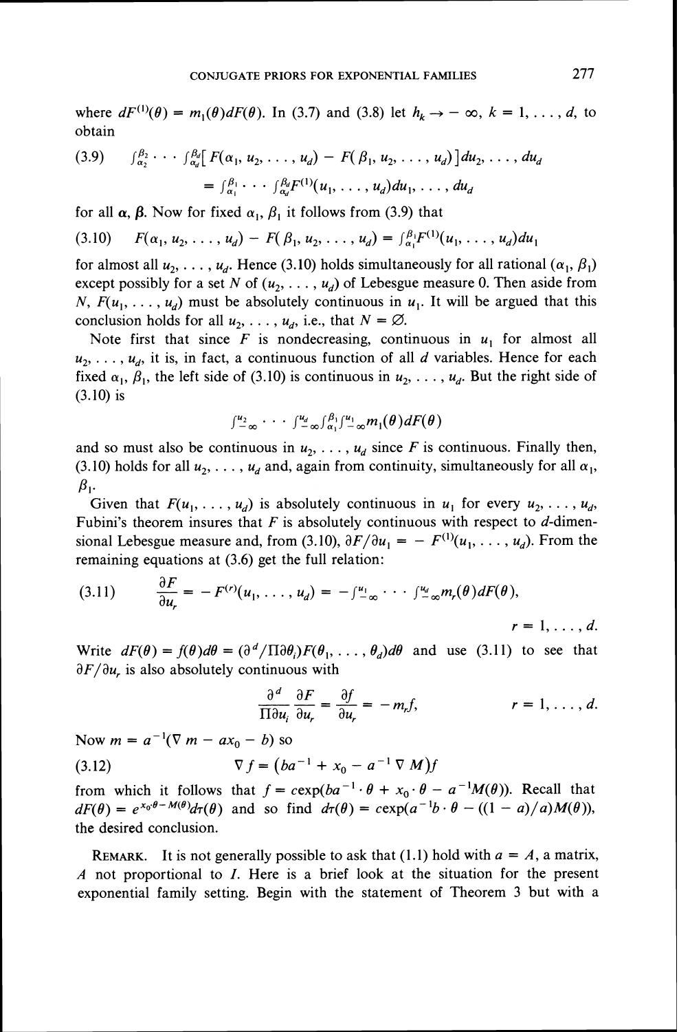where $dF^{(1)}(\theta) = m_1(\theta)dF(\theta)$. In (3.7) and (3.8) let $h_k \to -\infty$, $k = 1, \ldots, d$, to obtain

$$(3.9) \qquad \int_{\alpha_2}^{\beta_2} \cdots \int_{\alpha_d}^{\beta_d} [F(\alpha_1, u_2, \ldots, u_d) - F(\beta_1, u_2, \ldots, u_d)] du_2, \ldots, du_d$$

$$= \int_{\alpha_1}^{\beta_1} \cdots \int_{\alpha_d}^{\beta_d} F^{(1)}(u_1, \ldots, u_d) du_1, \ldots, du_d$$

for all $\boldsymbol{\alpha}$, $\boldsymbol{\beta}$. Now for fixed $\alpha_1$, $\beta_1$ it follows from (3.9) that

$$(3.10) \qquad F(\alpha_1, u_2, \ldots, u_d) - F(\beta_1, u_2, \ldots, u_d) = \int_{\alpha_1}^{\beta_1} F^{(1)}(u_1, \ldots, u_d) du_1$$

for almost all $u_2, \ldots, u_d$. Hence (3.10) holds simultaneously for all rational $(\alpha_1, \beta_1)$ except possibly for a set $N$ of $(u_2, \ldots, u_d)$ of Lebesgue measure 0. Then aside from $N$, $F(u_1, \ldots, u_d)$ must be absolutely continuous in $u_1$. It will be argued that this conclusion holds for all $u_2, \ldots, u_d$, i.e., that $N = \varnothing$.

Note first that since $F$ is nondecreasing, continuous in $u_1$ for almost all $u_2, \ldots, u_d$, it is, in fact, a continuous function of all $d$ variables. Hence for each fixed $\alpha_1$, $\beta_1$, the left side of (3.10) is continuous in $u_2, \ldots, u_d$. But the right side of (3.10) is

$$\int_{-\infty}^{u_2} \cdots \int_{-\infty}^{u_d} \int_{\alpha_1}^{\beta_1} \int_{-\infty}^{u_1} m_1(\theta) dF(\theta)$$

and so must also be continuous in $u_2, \ldots, u_d$ since $F$ is continuous. Finally then, (3.10) holds for all $u_2, \ldots, u_d$ and, again from continuity, simultaneously for all $\alpha_1$, $\beta_1$.

Given that $F(u_1, \ldots, u_d)$ is absolutely continuous in $u_1$ for every $u_2, \ldots, u_d$, Fubini's theorem insures that $F$ is absolutely continuous with respect to $d$-dimensional Lebesgue measure and, from (3.10), $\partial F/\partial u_1 = -F^{(1)}(u_1, \ldots, u_d)$. From the remaining equations at (3.6) get the full relation:

$$(3.11) \qquad \frac{\partial F}{\partial u_r} = -F^{(r)}(u_1, \ldots, u_d) = -\int_{-\infty}^{u_1} \cdots \int_{-\infty}^{u_d} m_r(\theta) dF(\theta), \qquad r = 1, \ldots, d.$$

Write $dF(\theta) = f(\theta)d\theta = (\partial^d/\Pi\partial\theta_i)F(\theta_1, \ldots, \theta_d)d\theta$ and use (3.11) to see that $\partial F/\partial u_r$ is also absolutely continuous with

$$\frac{\partial^d}{\Pi\partial u_i}\frac{\partial F}{\partial u_r} = \frac{\partial f}{\partial u_r} = -m_r f, \qquad r = 1, \ldots, d.$$

Now $m = a^{-1}(\nabla m - ax_0 - b)$ so

$$(3.12) \qquad \nabla f = (ba^{-1} + x_0 - a^{-1}\nabla M)f$$

from which it follows that $f = c\exp(ba^{-1}\cdot\theta + x_0\cdot\theta - a^{-1}M(\theta))$. Recall that $dF(\theta) = e^{x_0\cdot\theta - M(\theta)}d\tau(\theta)$ and so find $d\tau(\theta) = c\exp(a^{-1}b\cdot\theta - ((1-a)/a)M(\theta))$, the desired conclusion.

REMARK. It is not generally possible to ask that (1.1) hold with $a = A$, a matrix, $A$ not proportional to $I$. Here is a brief look at the situation for the present exponential family setting. Begin with the statement of Theorem 3 but with a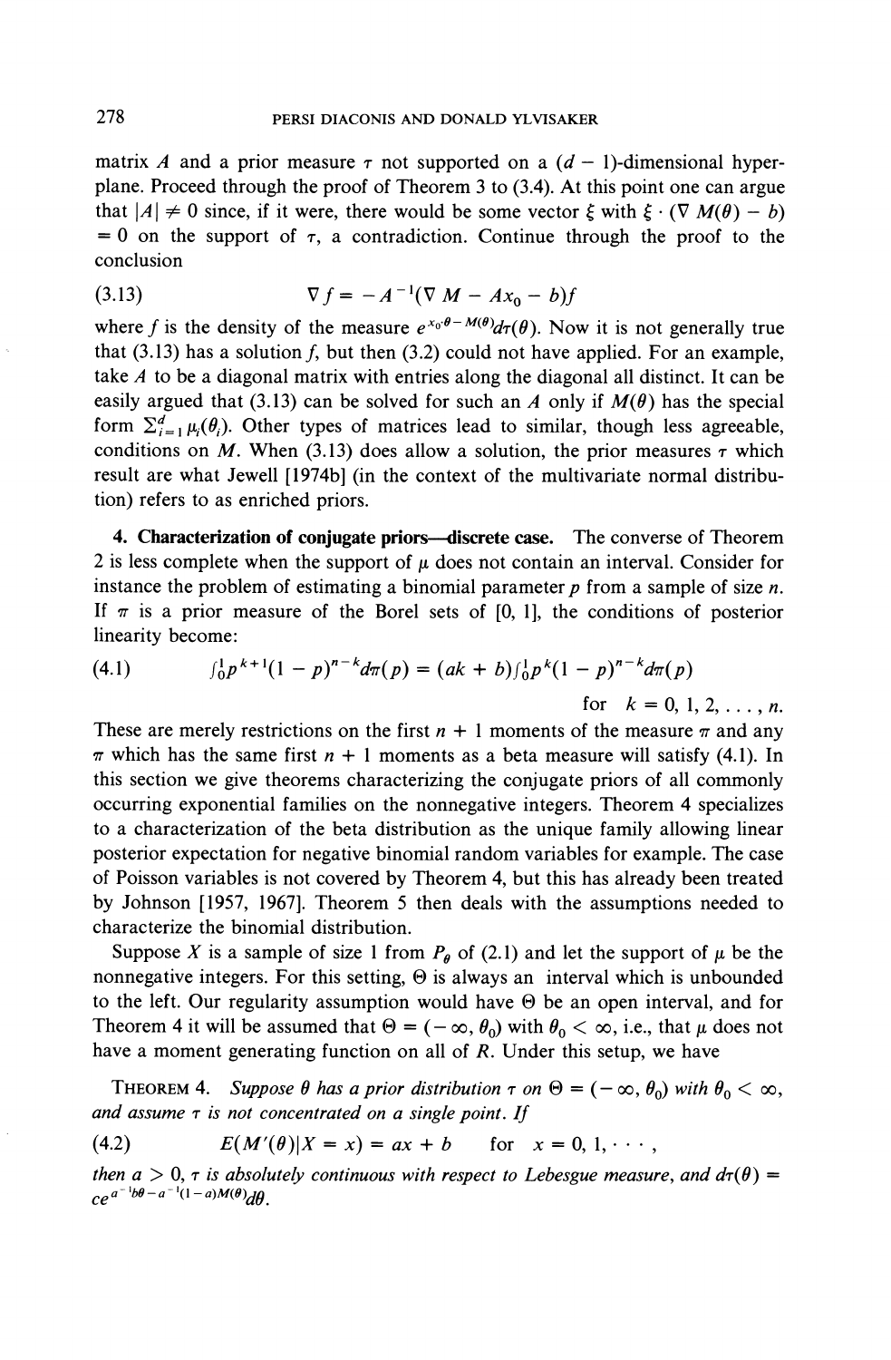matrix $A$ and a prior measure $\tau$ not supported on a $(d-1)$-dimensional hyperplane. Proceed through the proof of Theorem 3 to (3.4). At this point one can argue that $|A| \neq 0$ since, if it were, there would be some vector $\xi$ with $\xi \cdot (\nabla M(\theta) - b) = 0$ on the support of $\tau$, a contradiction. Continue through the proof to the conclusion

$$\nabla f = -A^{-1}(\nabla M - Ax_0 - b)f \tag{3.13}$$

where $f$ is the density of the measure $e^{x_0 \cdot \theta - M(\theta)} d\tau(\theta)$. Now it is not generally true that (3.13) has a solution $f$, but then (3.2) could not have applied. For an example, take $A$ to be a diagonal matrix with entries along the diagonal all distinct. It can be easily argued that (3.13) can be solved for such an $A$ only if $M(\theta)$ has the special form $\sum_{i=1}^{d} \mu_i(\theta_i)$. Other types of matrices lead to similar, though less agreeable, conditions on $M$. When (3.13) does allow a solution, the prior measures $\tau$ which result are what Jewell [1974b] (in the context of the multivariate normal distribution) refers to as enriched priors.

**4. Characterization of conjugate priors—discrete case.** The converse of Theorem 2 is less complete when the support of $\mu$ does not contain an interval. Consider for instance the problem of estimating a binomial parameter $p$ from a sample of size $n$. If $\pi$ is a prior measure of the Borel sets of $[0, 1]$, the conditions of posterior linearity become:

$$\int_0^1 p^{k+1}(1-p)^{n-k} d\pi(p) = (ak + b)\int_0^1 p^k(1-p)^{n-k} d\pi(p) \tag{4.1}$$

$$\text{for} \quad k = 0, 1, 2, \ldots, n.$$

These are merely restrictions on the first $n+1$ moments of the measure $\pi$ and any $\pi$ which has the same first $n+1$ moments as a beta measure will satisfy (4.1). In this section we give theorems characterizing the conjugate priors of all commonly occurring exponential families on the nonnegative integers. Theorem 4 specializes to a characterization of the beta distribution as the unique family allowing linear posterior expectation for negative binomial random variables for example. The case of Poisson variables is not covered by Theorem 4, but this has already been treated by Johnson [1957, 1967]. Theorem 5 then deals with the assumptions needed to characterize the binomial distribution.

Suppose $X$ is a sample of size 1 from $P_\theta$ of (2.1) and let the support of $\mu$ be the nonnegative integers. For this setting, $\Theta$ is always an interval which is unbounded to the left. Our regularity assumption would have $\Theta$ be an open interval, and for Theorem 4 it will be assumed that $\Theta = (-\infty, \theta_0)$ with $\theta_0 < \infty$, i.e., that $\mu$ does not have a moment generating function on all of $R$. Under this setup, we have

THEOREM 4. *Suppose $\theta$ has a prior distribution $\tau$ on $\Theta = (-\infty, \theta_0)$ with $\theta_0 < \infty$, and assume $\tau$ is not concentrated on a single point. If*

$$E(M'(\theta)|X = x) = ax + b \quad \text{for} \quad x = 0, 1, \cdots, \tag{4.2}$$

*then $a > 0$, $\tau$ is absolutely continuous with respect to Lebesgue measure, and $d\tau(\theta) = ce^{a^{-1}b\theta - a^{-1}(1-a)M(\theta)}d\theta$.*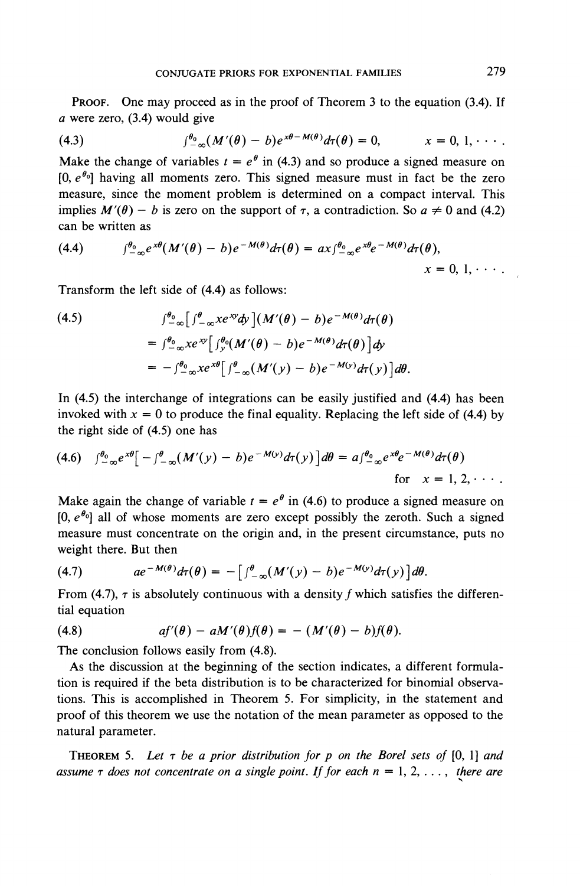PROOF. One may proceed as in the proof of Theorem 3 to the equation (3.4). If $a$ were zero, (3.4) would give

$$\int_{-\infty}^{\theta_0}(M'(\theta) - b)e^{x\theta - M(\theta)}d\tau(\theta) = 0, \qquad x = 0, 1, \cdots. \tag{4.3}$$

Make the change of variables $t = e^\theta$ in (4.3) and so produce a signed measure on $[0, e^{\theta_0}]$ having all moments zero. This signed measure must in fact be the zero measure, since the moment problem is determined on a compact interval. This implies $M'(\theta) - b$ is zero on the support of $\tau$, a contradiction. So $a \neq 0$ and (4.2) can be written as

$$\int_{-\infty}^{\theta_0} e^{x\theta}(M'(\theta) - b)e^{-M(\theta)}d\tau(\theta) = ax\int_{-\infty}^{\theta_0} e^{x\theta}e^{-M(\theta)}d\tau(\theta), \qquad x = 0, 1, \cdots. \tag{4.4}$$

Transform the left side of (4.4) as follows:

$$\begin{aligned}
&\int_{-\infty}^{\theta_0}\left[\int_{-\infty}^{\theta} xe^{xy}dy\right](M'(\theta) - b)e^{-M(\theta)}d\tau(\theta) \\
&= \int_{-\infty}^{\theta_0} xe^{xy}\left[\int_{y}^{\theta_0}(M'(\theta) - b)e^{-M(\theta)}d\tau(\theta)\right]dy \\
&= -\int_{-\infty}^{\theta_0} xe^{x\theta}\left[\int_{-\infty}^{\theta}(M'(y) - b)e^{-M(y)}d\tau(y)\right]d\theta.
\end{aligned} \tag{4.5}$$

In (4.5) the interchange of integrations can be easily justified and (4.4) has been invoked with $x = 0$ to produce the final equality. Replacing the left side of (4.4) by the right side of (4.5) one has

$$\int_{-\infty}^{\theta_0} e^{x\theta}\left[-\int_{-\infty}^{\theta}(M'(y) - b)e^{-M(y)}d\tau(y)\right]d\theta = a\int_{-\infty}^{\theta_0} e^{x\theta}e^{-M(\theta)}d\tau(\theta) \quad \text{for } x = 1, 2, \cdots. \tag{4.6}$$

Make again the change of variable $t = e^\theta$ in (4.6) to produce a signed measure on $[0, e^{\theta_0}]$ all of whose moments are zero except possibly the zeroth. Such a signed measure must concentrate on the origin and, in the present circumstance, puts no weight there. But then

$$ae^{-M(\theta)}d\tau(\theta) = -\left[\int_{-\infty}^{\theta}(M'(y) - b)e^{-M(y)}d\tau(y)\right]d\theta. \tag{4.7}$$

From (4.7), $\tau$ is absolutely continuous with a density $f$ which satisfies the differential equation

$$af'(\theta) - aM'(\theta)f(\theta) = -(M'(\theta) - b)f(\theta). \tag{4.8}$$

The conclusion follows easily from (4.8).

As the discussion at the beginning of the section indicates, a different formulation is required if the beta distribution is to be characterized for binomial observations. This is accomplished in Theorem 5. For simplicity, in the statement and proof of this theorem we use the notation of the mean parameter as opposed to the natural parameter.

THEOREM 5. *Let $\tau$ be a prior distribution for $p$ on the Borel sets of $[0, 1]$ and assume $\tau$ does not concentrate on a single point. If for each $n = 1, 2, \ldots,$ there are*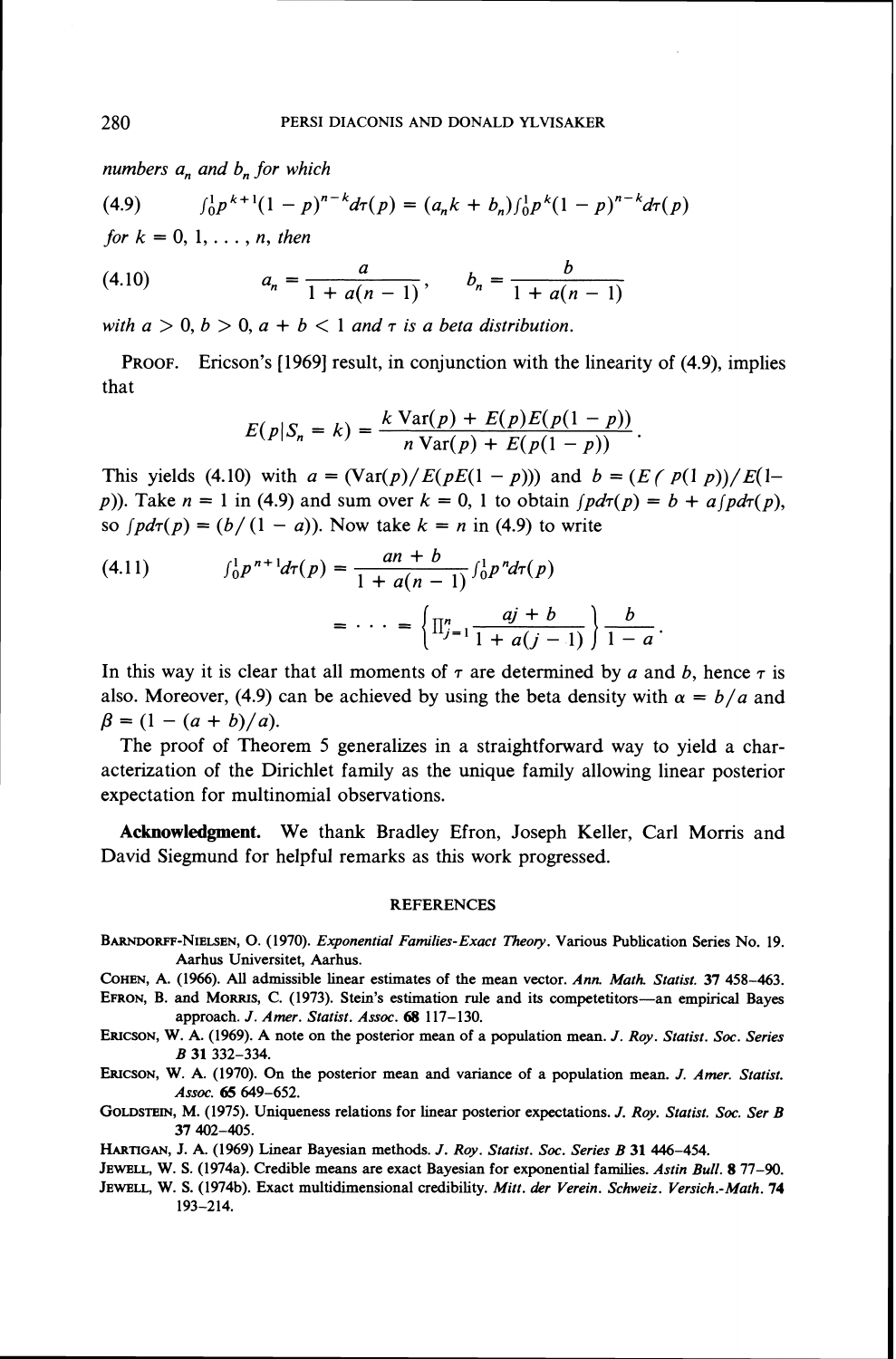*numbers $a_n$ and $b_n$ for which*

$$(4.9)\qquad \int_0^1 p^{k+1}(1-p)^{n-k}d\tau(p) = (a_n k + b_n)\int_0^1 p^k(1-p)^{n-k}d\tau(p)$$

*for $k = 0, 1, \ldots, n$, then*

$$(4.10)\qquad a_n = \frac{a}{1+a(n-1)}, \qquad b_n = \frac{b}{1+a(n-1)}$$

*with $a > 0$, $b > 0$, $a + b < 1$ and $\tau$ is a beta distribution.*

PROOF. Ericson's [1969] result, in conjunction with the linearity of (4.9), implies that

$$E(p|S_n = k) = \frac{k\,\mathrm{Var}(p) + E(p)E(p(1-p))}{n\,\mathrm{Var}(p) + E(p(1-p))}.$$

This yields (4.10) with $a = (\mathrm{Var}(p)/E(pE(1-p)))$ and $b = (E(\,p(1\,p))/E(1-p))$. Take $n = 1$ in (4.9) and sum over $k = 0, 1$ to obtain $\int p d\tau(p) = b + a\int p d\tau(p)$, so $\int p d\tau(p) = (b/(1-a))$. Now take $k = n$ in (4.9) to write

$$(4.11)\qquad \int_0^1 p^{n+1}d\tau(p) = \frac{an+b}{1+a(n-1)}\int_0^1 p^n d\tau(p)$$

$$= \cdots = \left\{\Pi_{j=1}^n \frac{aj+b}{1+a(j-1)}\right\}\frac{b}{1-a}.$$

In this way it is clear that all moments of $\tau$ are determined by $a$ and $b$, hence $\tau$ is also. Moreover, (4.9) can be achieved by using the beta density with $\alpha = b/a$ and $\beta = (1-(a+b)/a)$.

The proof of Theorem 5 generalizes in a straightforward way to yield a characterization of the Dirichlet family as the unique family allowing linear posterior expectation for multinomial observations.

**Acknowledgment.** We thank Bradley Efron, Joseph Keller, Carl Morris and David Siegmund for helpful remarks as this work progressed.

## REFERENCES

BARNDORFF-NIELSEN, O. (1970). *Exponential Families-Exact Theory*. Various Publication Series No. 19. Aarhus Universitet, Aarhus.

COHEN, A. (1966). All admissible linear estimates of the mean vector. *Ann. Math. Statist.* **37** 458–463.

EFRON, B. and MORRIS, C. (1973). Stein's estimation rule and its competetitors—an empirical Bayes approach. *J. Amer. Statist. Assoc.* **68** 117–130.

ERICSON, W. A. (1969). A note on the posterior mean of a population mean. *J. Roy. Statist. Soc. Series B* **31** 332–334.

ERICSON, W. A. (1970). On the posterior mean and variance of a population mean. *J. Amer. Statist. Assoc.* **65** 649–652.

GOLDSTEIN, M. (1975). Uniqueness relations for linear posterior expectations. *J. Roy. Statist. Soc. Ser B* **37** 402–405.

HARTIGAN, J. A. (1969) Linear Bayesian methods. *J. Roy. Statist. Soc. Series B* **31** 446–454.

JEWELL, W. S. (1974a). Credible means are exact Bayesian for exponential families. *Astin Bull.* **8** 77–90.

JEWELL, W. S. (1974b). Exact multidimensional credibility. *Mitt. der Verein. Schweiz. Versich.-Math.* **74** 193–214.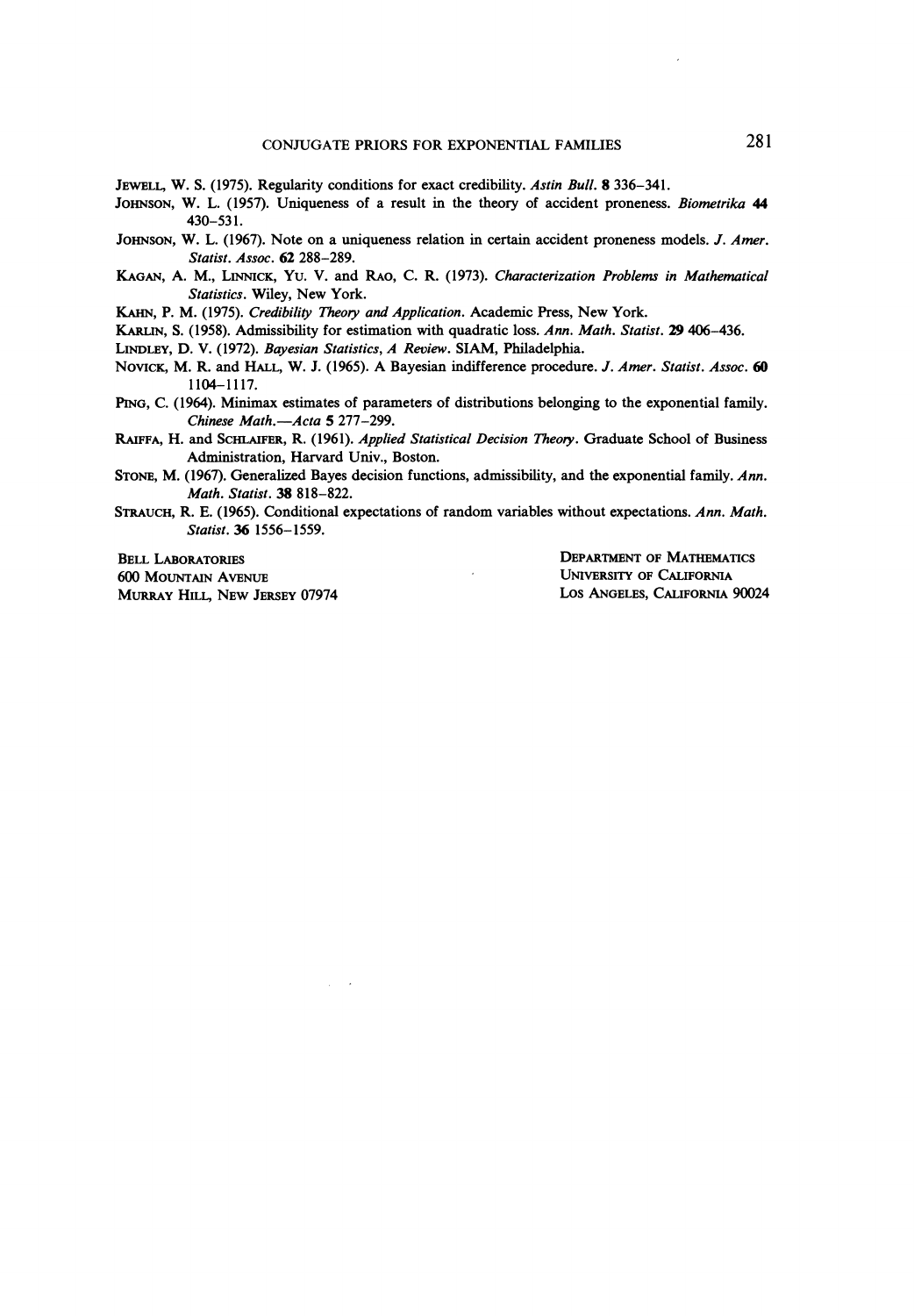JEWELL, W. S. (1975). Regularity conditions for exact credibility. *Astin Bull.* **8** 336–341.

JOHNSON, W. L. (1957). Uniqueness of a result in the theory of accident proneness. *Biometrika* **44** 430–531.

JOHNSON, W. L. (1967). Note on a uniqueness relation in certain accident proneness models. *J. Amer. Statist. Assoc.* **62** 288–289.

KAGAN, A. M., LINNICK, YU. V. and RAO, C. R. (1973). *Characterization Problems in Mathematical Statistics*. Wiley, New York.

KAHN, P. M. (1975). *Credibility Theory and Application*. Academic Press, New York.

KARLIN, S. (1958). Admissibility for estimation with quadratic loss. *Ann. Math. Statist.* **29** 406–436.

LINDLEY, D. V. (1972). *Bayesian Statistics, A Review*. SIAM, Philadelphia.

NOVICK, M. R. and HALL, W. J. (1965). A Bayesian indifference procedure. *J. Amer. Statist. Assoc.* **60** 1104–1117.

PING, C. (1964). Minimax estimates of parameters of distributions belonging to the exponential family. *Chinese Math.—Acta* **5** 277–299.

RAIFFA, H. and SCHLAIFER, R. (1961). *Applied Statistical Decision Theory*. Graduate School of Business Administration, Harvard Univ., Boston.

STONE, M. (1967). Generalized Bayes decision functions, admissibility, and the exponential family. *Ann. Math. Statist.* **38** 818–822.

STRAUCH, R. E. (1965). Conditional expectations of random variables without expectations. *Ann. Math. Statist.* **36** 1556–1559.

BELL LABORATORIES
600 MOUNTAIN AVENUE
MURRAY HILL, NEW JERSEY 07974

DEPARTMENT OF MATHEMATICS
UNIVERSITY OF CALIFORNIA
LOS ANGELES, CALIFORNIA 90024